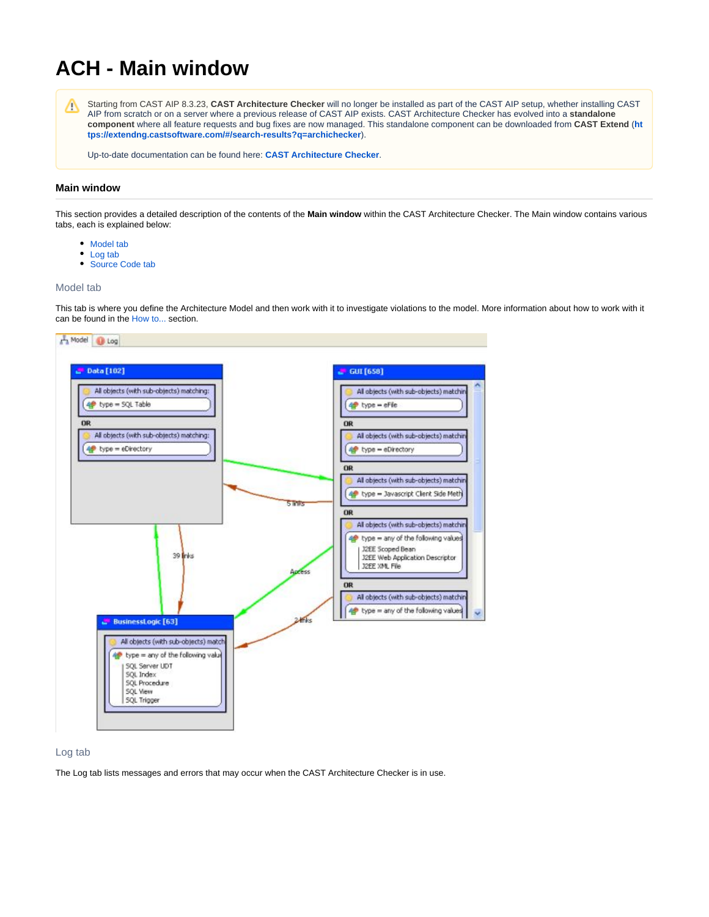# ACH - Main window

Starting from CAST AIP 8.3.23, **CAST Architecture Checker** will no longer be installed as part of the CAST AIP setup, whether installing CAST AIP from scratch or on a server where a previous release of CAST AIP exists. CAST Architecture Checker has evolved into a **standalone component** where all feature requests and bug fixes are now managed. This standalone component can be downloaded from **CAST Extend** (**https://extendng.castsoftware.com/#/search-results?q=archichecker**).

Up-to-date documentation can be found here: **CAST Architecture Checker**.

### Main window

This section provides a detailed description of the contents of the **Main window** within the CAST Architecture Checker. The Main window contains various tabs, each is explained below:

- Model tab
- Log tab
- Source Code tab

#### Model tab

This tab is where you define the Architecture Model and then work with it to investigate violations to the model. More information about how to work with it can be found in the How to... section.

#### Log tab

The Log tab lists messages and errors that may occur when the CAST Architecture Checker is in use.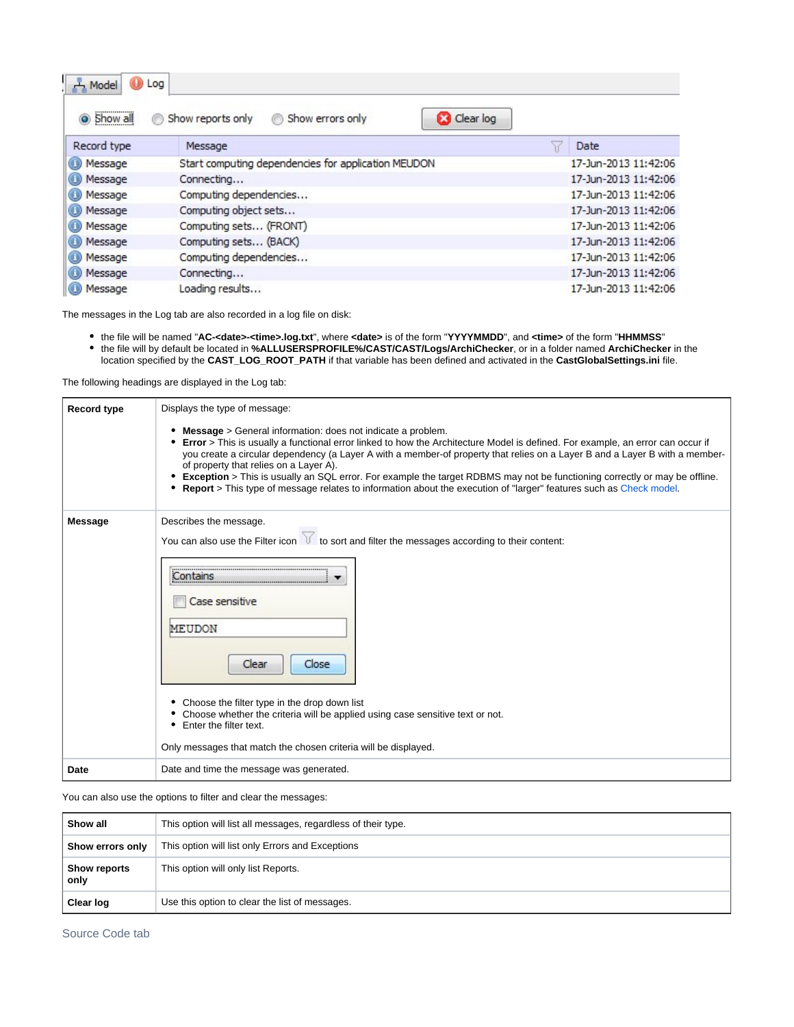| Record type | Message | Date |
| --- | --- | --- |
| Message | Start computing dependencies for application MEUDON | 17-Jun-2013 11:42:06 |
| Message | Connecting... | 17-Jun-2013 11:42:06 |
| Message | Computing dependencies... | 17-Jun-2013 11:42:06 |
| Message | Computing object sets... | 17-Jun-2013 11:42:06 |
| Message | Computing sets... (FRONT) | 17-Jun-2013 11:42:06 |
| Message | Computing sets... (BACK) | 17-Jun-2013 11:42:06 |
| Message | Computing dependencies... | 17-Jun-2013 11:42:06 |
| Message | Connecting... | 17-Jun-2013 11:42:06 |
| Message | Loading results... | 17-Jun-2013 11:42:06 |

The messages in the Log tab are also recorded in a log file on disk:

- the file will be named "**AC-<date>-<time>.log.txt**", where **<date>** is of the form "**YYYYMMDD**", and **<time>** of the form "**HHMMSS**"
- the file will by default be located in **%ALLUSERSPROFILE%/CAST/CAST/Logs/ArchiChecker**, or in a folder named **ArchiChecker** in the location specified by the **CAST_LOG_ROOT_PATH** if that variable has been defined and activated in the **CastGlobalSettings.ini** file.

The following headings are displayed in the Log tab:

| | |
| --- | --- |
| **Record type** | Displays the type of message:<br>• **Message** > General information: does not indicate a problem.<br>• **Error** > This is usually a functional error linked to how the Architecture Model is defined. For example, an error can occur if you create a circular dependency (a Layer A with a member-of property that relies on a Layer B and a Layer B with a member-of property that relies on a Layer A).<br>• **Exception** > This is usually an SQL error. For example the target RDBMS may not be functioning correctly or may be offline.<br>• **Report** > This type of message relates to information about the execution of "larger" features such as Check model. |
| **Message** | Describes the message.<br>You can also use the Filter icon to sort and filter the messages according to their content:<br>Contains / Case sensitive / MEUDON / Clear / Close<br>• Choose the filter type in the drop down list<br>• Choose whether the criteria will be applied using case sensitive text or not.<br>• Enter the filter text.<br>Only messages that match the chosen criteria will be displayed. |
| **Date** | Date and time the message was generated. |

You can also use the options to filter and clear the messages:

| | |
| --- | --- |
| **Show all** | This option will list all messages, regardless of their type. |
| **Show errors only** | This option will list only Errors and Exceptions |
| **Show reports only** | This option will only list Reports. |
| **Clear log** | Use this option to clear the list of messages. |

## Source Code tab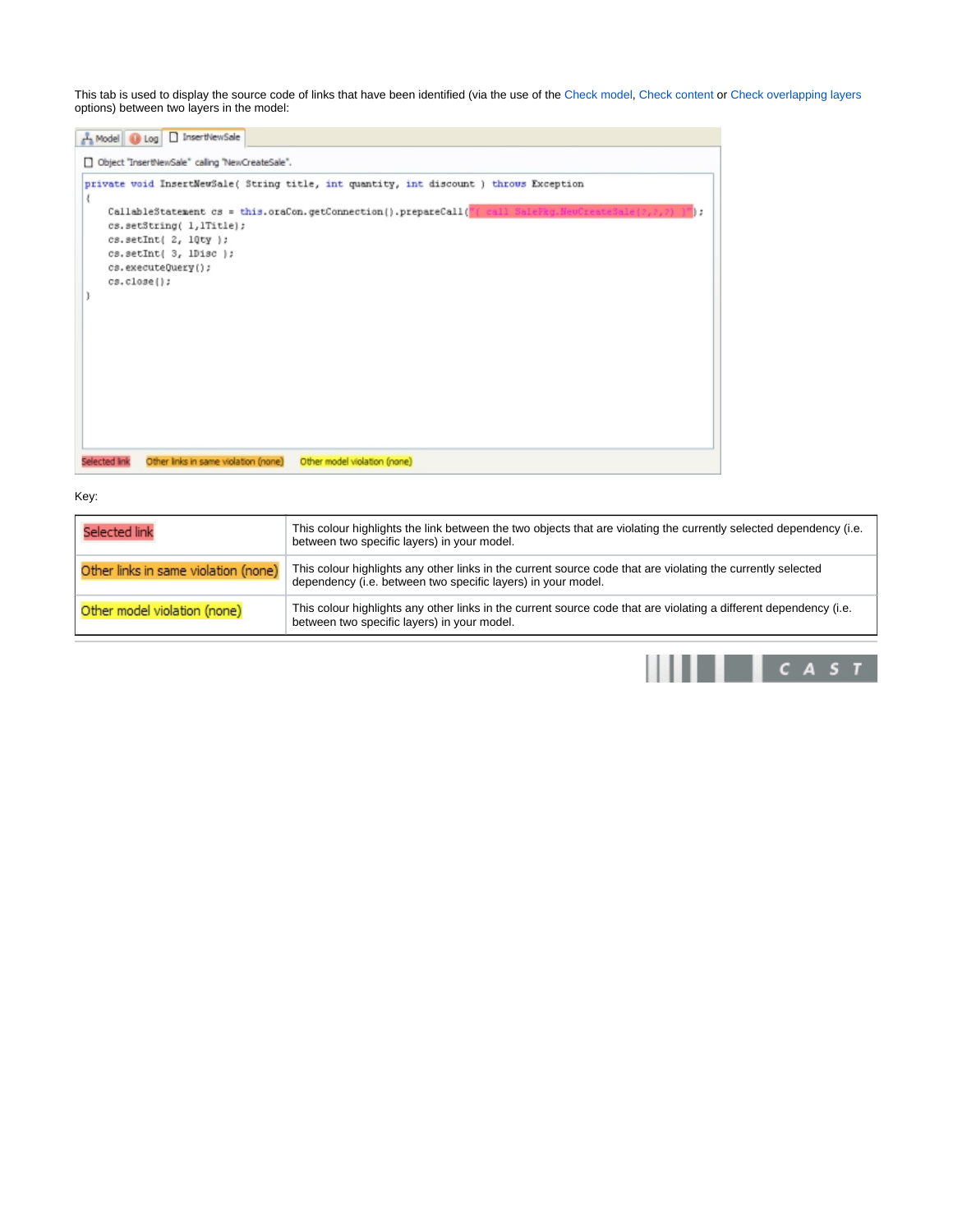This tab is used to display the source code of links that have been identified (via the use of the Check model, Check content or Check overlapping layers options) between two layers in the model:

Key:

| | |
|---|---|
| Selected link | This colour highlights the link between the two objects that are violating the currently selected dependency (i.e. between two specific layers) in your model. |
| Other links in same violation (none) | This colour highlights any other links in the current source code that are violating the currently selected dependency (i.e. between two specific layers) in your model. |
| Other model violation (none) | This colour highlights any other links in the current source code that are violating a different dependency (i.e. between two specific layers) in your model. |